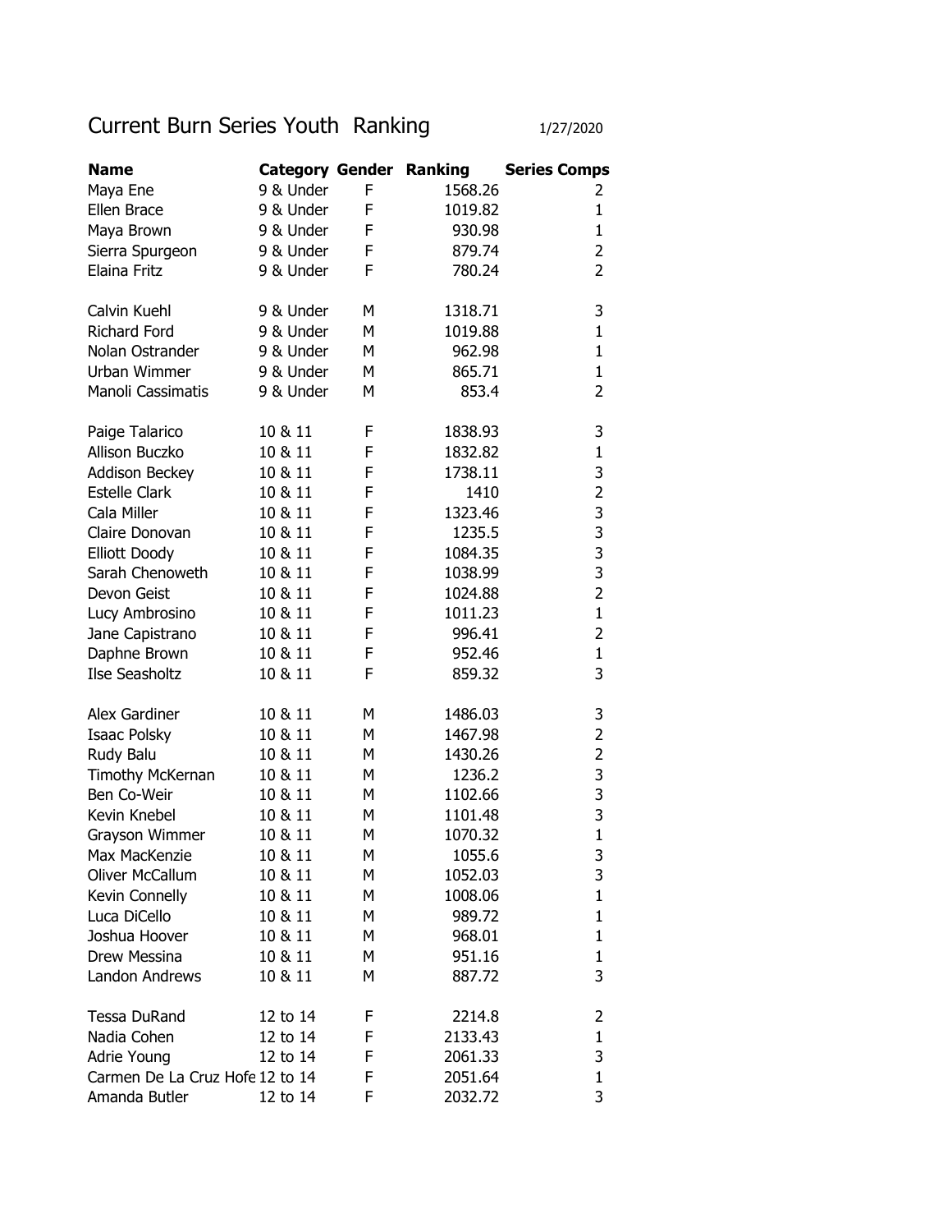# Current Burn Series Youth Ranking

1/27/2020

| Name | Category | Gender | Ranking | Series Comps |
|---|---|---|---|---|
| Maya Ene | 9 & Under | F | 1568.26 | 2 |
| Ellen Brace | 9 & Under | F | 1019.82 | 1 |
| Maya Brown | 9 & Under | F | 930.98 | 1 |
| Sierra Spurgeon | 9 & Under | F | 879.74 | 2 |
| Elaina Fritz | 9 & Under | F | 780.24 | 2 |
| | | | | |
| Calvin Kuehl | 9 & Under | M | 1318.71 | 3 |
| Richard Ford | 9 & Under | M | 1019.88 | 1 |
| Nolan Ostrander | 9 & Under | M | 962.98 | 1 |
| Urban Wimmer | 9 & Under | M | 865.71 | 1 |
| Manoli Cassimatis | 9 & Under | M | 853.4 | 2 |
| | | | | |
| Paige Talarico | 10 & 11 | F | 1838.93 | 3 |
| Allison Buczko | 10 & 11 | F | 1832.82 | 1 |
| Addison Beckey | 10 & 11 | F | 1738.11 | 3 |
| Estelle Clark | 10 & 11 | F | 1410 | 2 |
| Cala Miller | 10 & 11 | F | 1323.46 | 3 |
| Claire Donovan | 10 & 11 | F | 1235.5 | 3 |
| Elliott Doody | 10 & 11 | F | 1084.35 | 3 |
| Sarah Chenoweth | 10 & 11 | F | 1038.99 | 3 |
| Devon Geist | 10 & 11 | F | 1024.88 | 2 |
| Lucy Ambrosino | 10 & 11 | F | 1011.23 | 1 |
| Jane Capistrano | 10 & 11 | F | 996.41 | 2 |
| Daphne Brown | 10 & 11 | F | 952.46 | 1 |
| Ilse Seasholtz | 10 & 11 | F | 859.32 | 3 |
| | | | | |
| Alex Gardiner | 10 & 11 | M | 1486.03 | 3 |
| Isaac Polsky | 10 & 11 | M | 1467.98 | 2 |
| Rudy Balu | 10 & 11 | M | 1430.26 | 2 |
| Timothy McKernan | 10 & 11 | M | 1236.2 | 3 |
| Ben Co-Weir | 10 & 11 | M | 1102.66 | 3 |
| Kevin Knebel | 10 & 11 | M | 1101.48 | 3 |
| Grayson Wimmer | 10 & 11 | M | 1070.32 | 1 |
| Max MacKenzie | 10 & 11 | M | 1055.6 | 3 |
| Oliver McCallum | 10 & 11 | M | 1052.03 | 3 |
| Kevin Connelly | 10 & 11 | M | 1008.06 | 1 |
| Luca DiCello | 10 & 11 | M | 989.72 | 1 |
| Joshua Hoover | 10 & 11 | M | 968.01 | 1 |
| Drew Messina | 10 & 11 | M | 951.16 | 1 |
| Landon Andrews | 10 & 11 | M | 887.72 | 3 |
| | | | | |
| Tessa DuRand | 12 to 14 | F | 2214.8 | 2 |
| Nadia Cohen | 12 to 14 | F | 2133.43 | 1 |
| Adrie Young | 12 to 14 | F | 2061.33 | 3 |
| Carmen De La Cruz Hofe | 12 to 14 | F | 2051.64 | 1 |
| Amanda Butler | 12 to 14 | F | 2032.72 | 3 |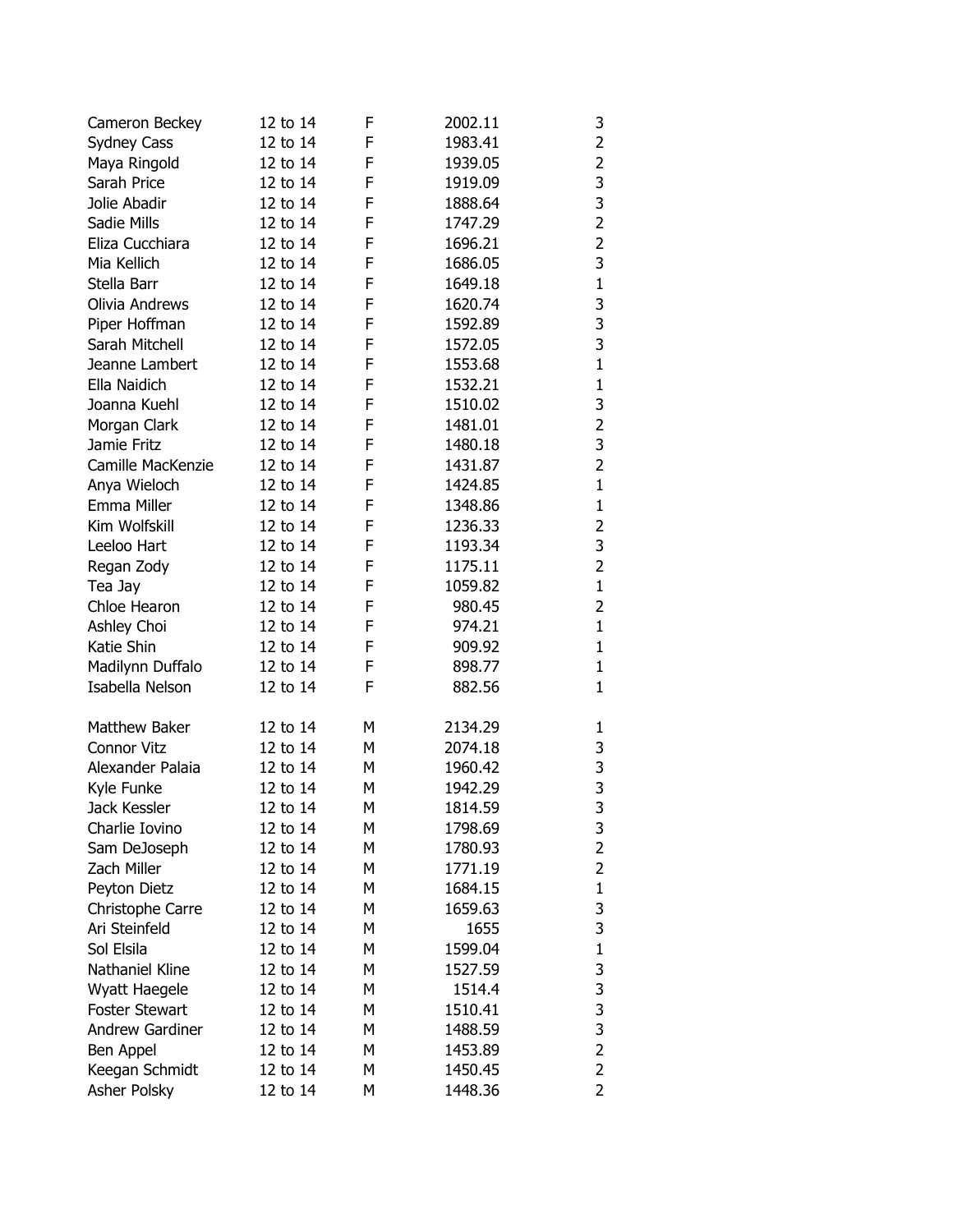| | | | | |
|---|---|---|---|---|
| Cameron Beckey | 12 to 14 | F | 2002.11 | 3 |
| Sydney Cass | 12 to 14 | F | 1983.41 | 2 |
| Maya Ringold | 12 to 14 | F | 1939.05 | 2 |
| Sarah Price | 12 to 14 | F | 1919.09 | 3 |
| Jolie Abadir | 12 to 14 | F | 1888.64 | 3 |
| Sadie Mills | 12 to 14 | F | 1747.29 | 2 |
| Eliza Cucchiara | 12 to 14 | F | 1696.21 | 2 |
| Mia Kellich | 12 to 14 | F | 1686.05 | 3 |
| Stella Barr | 12 to 14 | F | 1649.18 | 1 |
| Olivia Andrews | 12 to 14 | F | 1620.74 | 3 |
| Piper Hoffman | 12 to 14 | F | 1592.89 | 3 |
| Sarah Mitchell | 12 to 14 | F | 1572.05 | 3 |
| Jeanne Lambert | 12 to 14 | F | 1553.68 | 1 |
| Ella Naidich | 12 to 14 | F | 1532.21 | 1 |
| Joanna Kuehl | 12 to 14 | F | 1510.02 | 3 |
| Morgan Clark | 12 to 14 | F | 1481.01 | 2 |
| Jamie Fritz | 12 to 14 | F | 1480.18 | 3 |
| Camille MacKenzie | 12 to 14 | F | 1431.87 | 2 |
| Anya Wieloch | 12 to 14 | F | 1424.85 | 1 |
| Emma Miller | 12 to 14 | F | 1348.86 | 1 |
| Kim Wolfskill | 12 to 14 | F | 1236.33 | 2 |
| Leeloo Hart | 12 to 14 | F | 1193.34 | 3 |
| Regan Zody | 12 to 14 | F | 1175.11 | 2 |
| Tea Jay | 12 to 14 | F | 1059.82 | 1 |
| Chloe Hearon | 12 to 14 | F | 980.45 | 2 |
| Ashley Choi | 12 to 14 | F | 974.21 | 1 |
| Katie Shin | 12 to 14 | F | 909.92 | 1 |
| Madilynn Duffalo | 12 to 14 | F | 898.77 | 1 |
| Isabella Nelson | 12 to 14 | F | 882.56 | 1 |
| | | | | |
| Matthew Baker | 12 to 14 | M | 2134.29 | 1 |
| Connor Vitz | 12 to 14 | M | 2074.18 | 3 |
| Alexander Palaia | 12 to 14 | M | 1960.42 | 3 |
| Kyle Funke | 12 to 14 | M | 1942.29 | 3 |
| Jack Kessler | 12 to 14 | M | 1814.59 | 3 |
| Charlie Iovino | 12 to 14 | M | 1798.69 | 3 |
| Sam DeJoseph | 12 to 14 | M | 1780.93 | 2 |
| Zach Miller | 12 to 14 | M | 1771.19 | 2 |
| Peyton Dietz | 12 to 14 | M | 1684.15 | 1 |
| Christophe Carre | 12 to 14 | M | 1659.63 | 3 |
| Ari Steinfeld | 12 to 14 | M | 1655 | 3 |
| Sol Elsila | 12 to 14 | M | 1599.04 | 1 |
| Nathaniel Kline | 12 to 14 | M | 1527.59 | 3 |
| Wyatt Haegele | 12 to 14 | M | 1514.4 | 3 |
| Foster Stewart | 12 to 14 | M | 1510.41 | 3 |
| Andrew Gardiner | 12 to 14 | M | 1488.59 | 3 |
| Ben Appel | 12 to 14 | M | 1453.89 | 2 |
| Keegan Schmidt | 12 to 14 | M | 1450.45 | 2 |
| Asher Polsky | 12 to 14 | M | 1448.36 | 2 |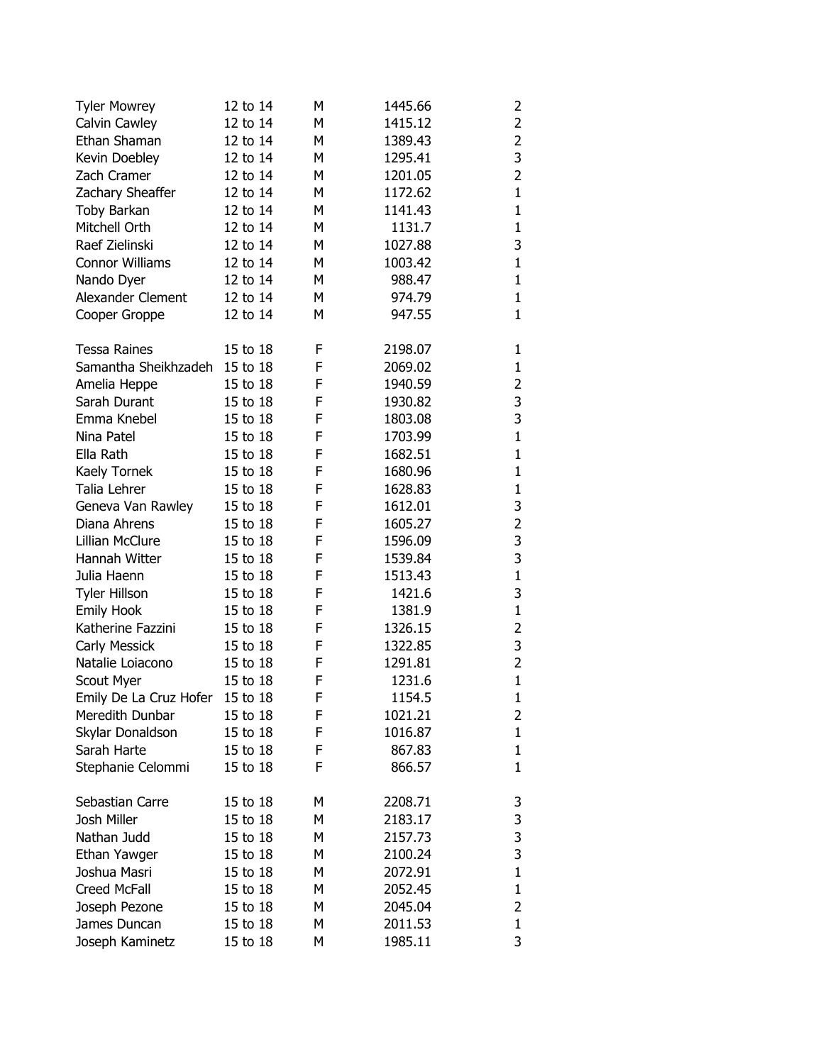| | | | | |
|---|---|---|---|---|
| Tyler Mowrey | 12 to 14 | M | 1445.66 | 2 |
| Calvin Cawley | 12 to 14 | M | 1415.12 | 2 |
| Ethan Shaman | 12 to 14 | M | 1389.43 | 2 |
| Kevin Doebley | 12 to 14 | M | 1295.41 | 3 |
| Zach Cramer | 12 to 14 | M | 1201.05 | 2 |
| Zachary Sheaffer | 12 to 14 | M | 1172.62 | 1 |
| Toby Barkan | 12 to 14 | M | 1141.43 | 1 |
| Mitchell Orth | 12 to 14 | M | 1131.7 | 1 |
| Raef Zielinski | 12 to 14 | M | 1027.88 | 3 |
| Connor Williams | 12 to 14 | M | 1003.42 | 1 |
| Nando Dyer | 12 to 14 | M | 988.47 | 1 |
| Alexander Clement | 12 to 14 | M | 974.79 | 1 |
| Cooper Groppe | 12 to 14 | M | 947.55 | 1 |
| | | | | |
| Tessa Raines | 15 to 18 | F | 2198.07 | 1 |
| Samantha Sheikhzadeh | 15 to 18 | F | 2069.02 | 1 |
| Amelia Heppe | 15 to 18 | F | 1940.59 | 2 |
| Sarah Durant | 15 to 18 | F | 1930.82 | 3 |
| Emma Knebel | 15 to 18 | F | 1803.08 | 3 |
| Nina Patel | 15 to 18 | F | 1703.99 | 1 |
| Ella Rath | 15 to 18 | F | 1682.51 | 1 |
| Kaely Tornek | 15 to 18 | F | 1680.96 | 1 |
| Talia Lehrer | 15 to 18 | F | 1628.83 | 1 |
| Geneva Van Rawley | 15 to 18 | F | 1612.01 | 3 |
| Diana Ahrens | 15 to 18 | F | 1605.27 | 2 |
| Lillian McClure | 15 to 18 | F | 1596.09 | 3 |
| Hannah Witter | 15 to 18 | F | 1539.84 | 3 |
| Julia Haenn | 15 to 18 | F | 1513.43 | 1 |
| Tyler Hillson | 15 to 18 | F | 1421.6 | 3 |
| Emily Hook | 15 to 18 | F | 1381.9 | 1 |
| Katherine Fazzini | 15 to 18 | F | 1326.15 | 2 |
| Carly Messick | 15 to 18 | F | 1322.85 | 3 |
| Natalie Loiacono | 15 to 18 | F | 1291.81 | 2 |
| Scout Myer | 15 to 18 | F | 1231.6 | 1 |
| Emily De La Cruz Hofer | 15 to 18 | F | 1154.5 | 1 |
| Meredith Dunbar | 15 to 18 | F | 1021.21 | 2 |
| Skylar Donaldson | 15 to 18 | F | 1016.87 | 1 |
| Sarah Harte | 15 to 18 | F | 867.83 | 1 |
| Stephanie Celommi | 15 to 18 | F | 866.57 | 1 |
| | | | | |
| Sebastian Carre | 15 to 18 | M | 2208.71 | 3 |
| Josh Miller | 15 to 18 | M | 2183.17 | 3 |
| Nathan Judd | 15 to 18 | M | 2157.73 | 3 |
| Ethan Yawger | 15 to 18 | M | 2100.24 | 3 |
| Joshua Masri | 15 to 18 | M | 2072.91 | 1 |
| Creed McFall | 15 to 18 | M | 2052.45 | 1 |
| Joseph Pezone | 15 to 18 | M | 2045.04 | 2 |
| James Duncan | 15 to 18 | M | 2011.53 | 1 |
| Joseph Kaminetz | 15 to 18 | M | 1985.11 | 3 |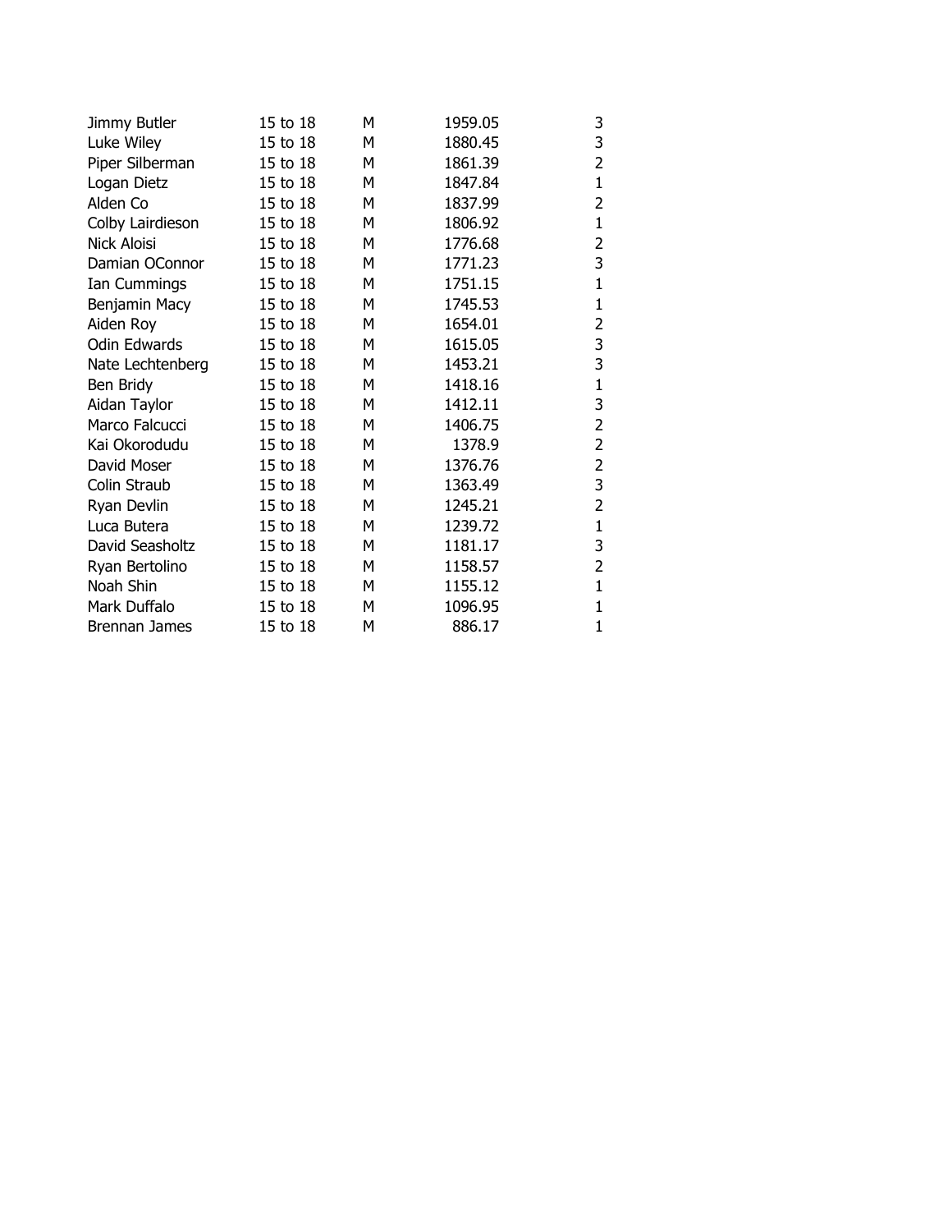| | | | | |
|---|---|---|---|---|
| Jimmy Butler | 15 to 18 | M | 1959.05 | 3 |
| Luke Wiley | 15 to 18 | M | 1880.45 | 3 |
| Piper Silberman | 15 to 18 | M | 1861.39 | 2 |
| Logan Dietz | 15 to 18 | M | 1847.84 | 1 |
| Alden Co | 15 to 18 | M | 1837.99 | 2 |
| Colby Lairdieson | 15 to 18 | M | 1806.92 | 1 |
| Nick Aloisi | 15 to 18 | M | 1776.68 | 2 |
| Damian OConnor | 15 to 18 | M | 1771.23 | 3 |
| Ian Cummings | 15 to 18 | M | 1751.15 | 1 |
| Benjamin Macy | 15 to 18 | M | 1745.53 | 1 |
| Aiden Roy | 15 to 18 | M | 1654.01 | 2 |
| Odin Edwards | 15 to 18 | M | 1615.05 | 3 |
| Nate Lechtenberg | 15 to 18 | M | 1453.21 | 3 |
| Ben Bridy | 15 to 18 | M | 1418.16 | 1 |
| Aidan Taylor | 15 to 18 | M | 1412.11 | 3 |
| Marco Falcucci | 15 to 18 | M | 1406.75 | 2 |
| Kai Okorodudu | 15 to 18 | M | 1378.9 | 2 |
| David Moser | 15 to 18 | M | 1376.76 | 2 |
| Colin Straub | 15 to 18 | M | 1363.49 | 3 |
| Ryan Devlin | 15 to 18 | M | 1245.21 | 2 |
| Luca Butera | 15 to 18 | M | 1239.72 | 1 |
| David Seasholtz | 15 to 18 | M | 1181.17 | 3 |
| Ryan Bertolino | 15 to 18 | M | 1158.57 | 2 |
| Noah Shin | 15 to 18 | M | 1155.12 | 1 |
| Mark Duffalo | 15 to 18 | M | 1096.95 | 1 |
| Brennan James | 15 to 18 | M | 886.17 | 1 |